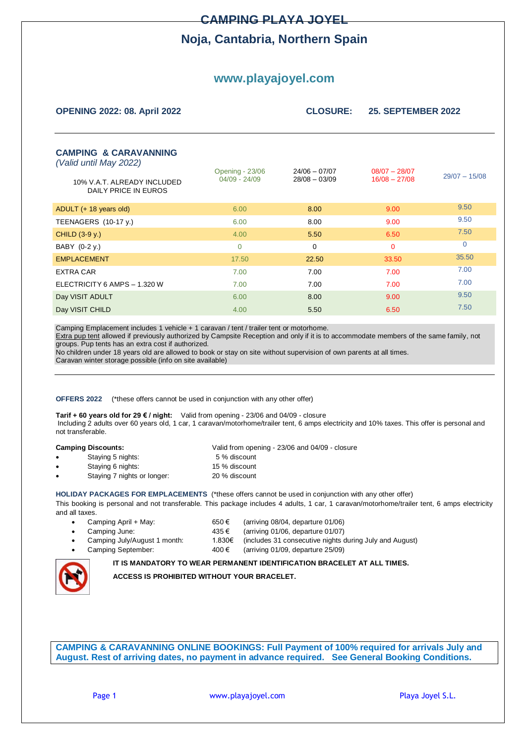# CAMPING PLAYA JOYEL

## Noja, Cantabria, Northern Spain

## www.playajoyel.com

**OPENING 2022: 08. April 2022** **CLOSURE: 25. SEPTEMBER 2022**

### CAMPING & CARAVANNING

*(Valid until May 2022)*

| 10% V.A.T. ALREADY INCLUDED DAILY PRICE IN EUROS | Opening - 23/06 04/09 - 24/09 | 24/06 – 07/07 28/08 – 03/09 | 08/07 – 28/07 16/08 – 27/08 | 29/07 – 15/08 |
|---|---|---|---|---|
| ADULT (+ 18 years old) | 6.00 | 8.00 | 9.00 | 9.50 |
| TEENAGERS (10-17 y.) | 6.00 | 8.00 | 9.00 | 9.50 |
| CHILD (3-9 y.) | 4.00 | 5.50 | 6.50 | 7.50 |
| BABY (0-2 y.) | 0 | 0 | 0 | 0 |
| EMPLACEMENT | 17.50 | 22.50 | 33.50 | 35.50 |
| EXTRA CAR | 7.00 | 7.00 | 7.00 | 7.00 |
| ELECTRICITY 6 AMPS – 1.320 W | 7.00 | 7.00 | 7.00 | 7.00 |
| Day VISIT ADULT | 6.00 | 8.00 | 9.00 | 9.50 |
| Day VISIT CHILD | 4.00 | 5.50 | 6.50 | 7.50 |

Camping Emplacement includes 1 vehicle + 1 caravan / tent / trailer tent or motorhome.
Extra pup tent allowed if previously authorized by Campsite Reception and only if it is to accommodate members of the same family, not groups. Pup tents has an extra cost if authorized.
No children under 18 years old are allowed to book or stay on site without supervision of own parents at all times.
Caravan winter storage possible (info on site available)

**OFFERS 2022** (*these offers cannot be used in conjunction with any other offer)

**Tarif + 60 years old for 29 € / night:** Valid from opening - 23/06 and 04/09 - closure
Including 2 adults over 60 years old, 1 car, 1 caravan/motorhome/trailer tent, 6 amps electricity and 10% taxes. This offer is personal and not transferable.

**Camping Discounts:** Valid from opening - 23/06 and 04/09 - closure

- Staying 5 nights: 5 % discount
- Staying 6 nights: 15 % discount
- Staying 7 nights or longer: 20 % discount

**HOLIDAY PACKAGES FOR EMPLACEMENTS** (*these offers cannot be used in conjunction with any other offer)
This booking is personal and not transferable. This package includes 4 adults, 1 car, 1 caravan/motorhome/trailer tent, 6 amps electricity and all taxes.

- Camping April + May: 650 € (arriving 08/04, departure 01/06)
- Camping June: 435 € (arriving 01/06, departure 01/07)
- Camping July/August 1 month: 1.830€ (includes 31 consecutive nights during July and August)
- Camping September: 400 € (arriving 01/09, departure 25/09)

**IT IS MANDATORY TO WEAR PERMANENT IDENTIFICATION BRACELET AT ALL TIMES.**

**ACCESS IS PROHIBITED WITHOUT YOUR BRACELET.**

**CAMPING & CARAVANNING ONLINE BOOKINGS: Full Payment of 100% required for arrivals July and August. Rest of arriving dates, no payment in advance required. See General Booking Conditions.**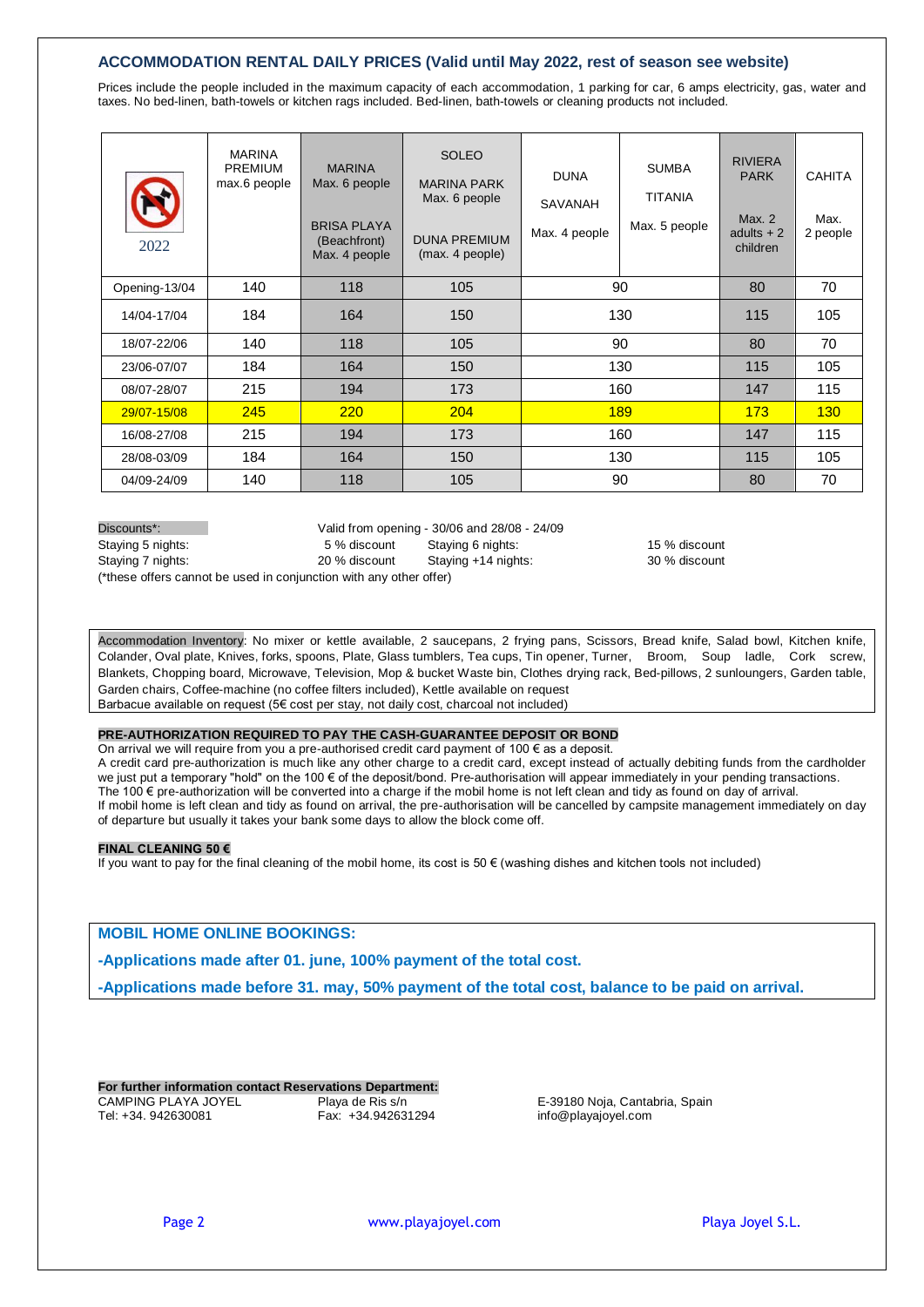## ACCOMMODATION RENTAL DAILY PRICES (Valid until May 2022, rest of season see website)

Prices include the people included in the maximum capacity of each accommodation, 1 parking for car, 6 amps electricity, gas, water and taxes. No bed-linen, bath-towels or kitchen rags included. Bed-linen, bath-towels or cleaning products not included.

| 2022 | MARINA PREMIUM max.6 people | MARINA Max. 6 people / BRISA PLAYA (Beachfront) Max. 4 people | SOLEO / MARINA PARK Max. 6 people / DUNA PREMIUM (max. 4 people) | DUNA / SAVANAH Max. 4 people | SUMBA / TITANIA Max. 5 people | RIVIERA PARK Max. 2 adults + 2 children | CAHITA Max. 2 people |
|---|---|---|---|---|---|---|---|
| Opening-13/04 | 140 | 118 | 105 | 90 | | 80 | 70 |
| 14/04-17/04 | 184 | 164 | 150 | 130 | | 115 | 105 |
| 18/07-22/06 | 140 | 118 | 105 | 90 | | 80 | 70 |
| 23/06-07/07 | 184 | 164 | 150 | 130 | | 115 | 105 |
| 08/07-28/07 | 215 | 194 | 173 | 160 | | 147 | 115 |
| 29/07-15/08 | 245 | 220 | 204 | 189 | | 173 | 130 |
| 16/08-27/08 | 215 | 194 | 173 | 160 | | 147 | 115 |
| 28/08-03/09 | 184 | 164 | 150 | 130 | | 115 | 105 |
| 04/09-24/09 | 140 | 118 | 105 | 90 | | 80 | 70 |

Discounts*: Valid from opening - 30/06 and 28/08 - 24/09

Staying 5 nights: 5 % discount — Staying 6 nights: 15 % discount

Staying 7 nights: 20 % discount — Staying +14 nights: 30 % discount

(*these offers cannot be used in conjunction with any other offer)

Accommodation Inventory: No mixer or kettle available, 2 saucepans, 2 frying pans, Scissors, Bread knife, Salad bowl, Kitchen knife, Colander, Oval plate, Knives, forks, spoons, Plate, Glass tumblers, Tea cups, Tin opener, Turner, Broom, Soup ladle, Cork screw, Blankets, Chopping board, Microwave, Television, Mop & bucket Waste bin, Clothes drying rack, Bed-pillows, 2 sunloungers, Garden table, Garden chairs, Coffee-machine (no coffee filters included), Kettle available on request
Barbacue available on request (5€ cost per stay, not daily cost, charcoal not included)

**PRE-AUTHORIZATION REQUIRED TO PAY THE CASH-GUARANTEE DEPOSIT OR BOND**

On arrival we will require from you a pre-authorised credit card payment of 100 € as a deposit.
A credit card pre-authorization is much like any other charge to a credit card, except instead of actually debiting funds from the cardholder we just put a temporary "hold" on the 100 € of the deposit/bond. Pre-authorisation will appear immediately in your pending transactions.
The 100 € pre-authorization will be converted into a charge if the mobil home is not left clean and tidy as found on day of arrival.
If mobil home is left clean and tidy as found on arrival, the pre-authorisation will be cancelled by campsite management immediately on day of departure but usually it takes your bank some days to allow the block come off.

**FINAL CLEANING 50 €**

If you want to pay for the final cleaning of the mobil home, its cost is 50 € (washing dishes and kitchen tools not included)

## MOBIL HOME ONLINE BOOKINGS:

**-Applications made after 01. june, 100% payment of the total cost.**

**-Applications made before 31. may, 50% payment of the total cost, balance to be paid on arrival.**

**For further information contact Reservations Department:**

CAMPING PLAYA JOYEL — Playa de Ris s/n — E-39180 Noja, Cantabria, Spain
Tel: +34. 942630081 — Fax: +34.942631294 — info@playajoyel.com

www.playajoyel.com — Playa Joyel S.L.